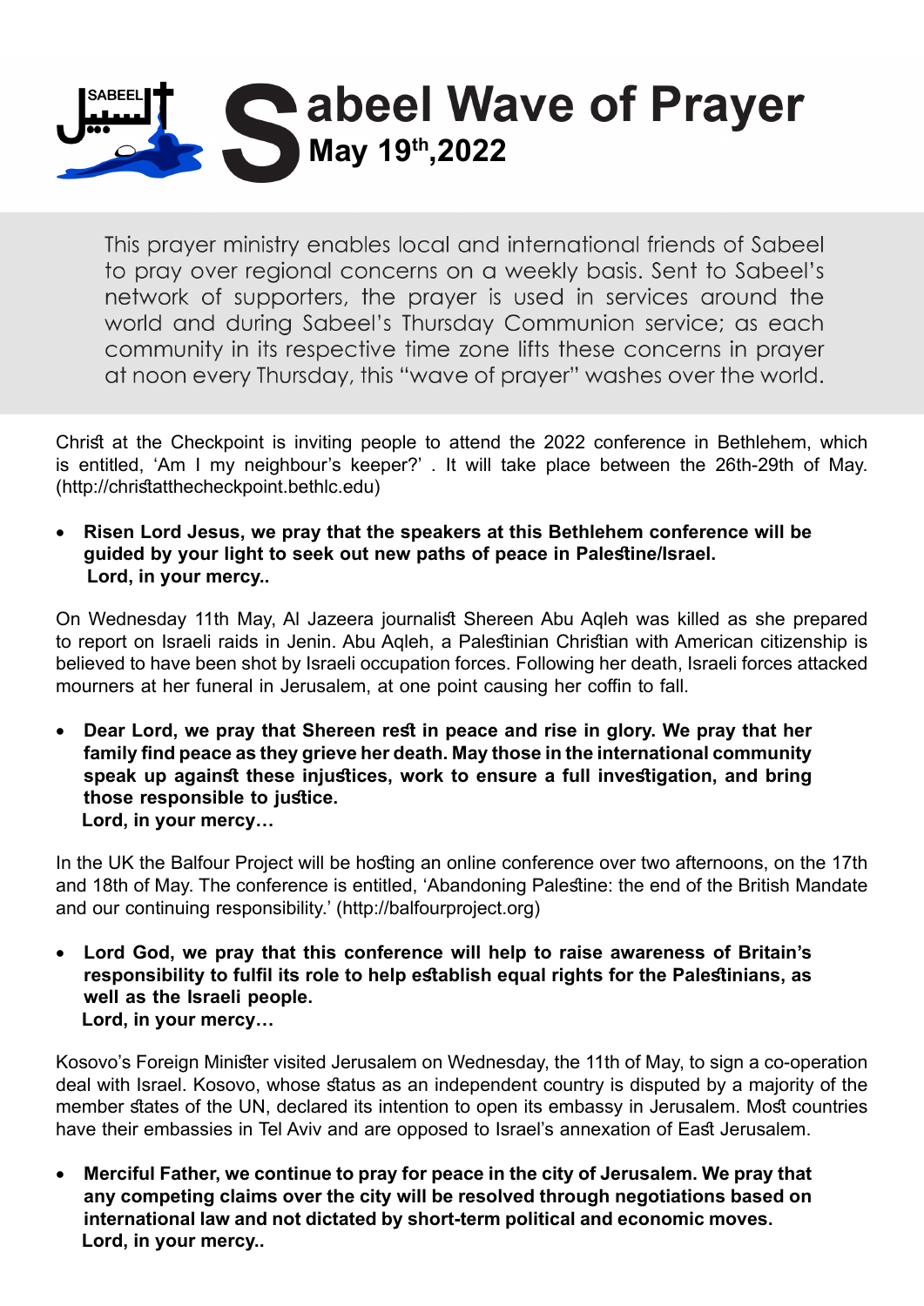# Sabeel Wave of Prayer

**May 19th,2022**

This prayer ministry enables local and international friends of Sabeel to pray over regional concerns on a weekly basis. Sent to Sabeel's network of supporters, the prayer is used in services around the world and during Sabeel's Thursday Communion service; as each community in its respective time zone lifts these concerns in prayer at noon every Thursday, this "wave of prayer" washes over the world.

Christ at the Checkpoint is inviting people to attend the 2022 conference in Bethlehem, which is entitled, 'Am I my neighbour's keeper?' . It will take place between the 26th-29th of May. (http://christatthecheckpoint.bethlc.edu)

- **Risen Lord Jesus, we pray that the speakers at this Bethlehem conference will be guided by your light to seek out new paths of peace in Palestine/Israel.**
  **Lord, in your mercy..**

On Wednesday 11th May, Al Jazeera journalist Shereen Abu Aqleh was killed as she prepared to report on Israeli raids in Jenin. Abu Aqleh, a Palestinian Christian with American citizenship is believed to have been shot by Israeli occupation forces. Following her death, Israeli forces attacked mourners at her funeral in Jerusalem, at one point causing her coffin to fall.

- **Dear Lord, we pray that Shereen rest in peace and rise in glory. We pray that her family find peace as they grieve her death. May those in the international community speak up against these injustices, work to ensure a full investigation, and bring those responsible to justice.**
  **Lord, in your mercy…**

In the UK the Balfour Project will be hosting an online conference over two afternoons, on the 17th and 18th of May. The conference is entitled, 'Abandoning Palestine: the end of the British Mandate and our continuing responsibility.' (http://balfourproject.org)

- **Lord God, we pray that this conference will help to raise awareness of Britain's responsibility to fulfil its role to help establish equal rights for the Palestinians, as well as the Israeli people.**
  **Lord, in your mercy…**

Kosovo's Foreign Minister visited Jerusalem on Wednesday, the 11th of May, to sign a co-operation deal with Israel. Kosovo, whose status as an independent country is disputed by a majority of the member states of the UN, declared its intention to open its embassy in Jerusalem. Most countries have their embassies in Tel Aviv and are opposed to Israel's annexation of East Jerusalem.

- **Merciful Father, we continue to pray for peace in the city of Jerusalem. We pray that any competing claims over the city will be resolved through negotiations based on international law and not dictated by short-term political and economic moves.**
  **Lord, in your mercy..**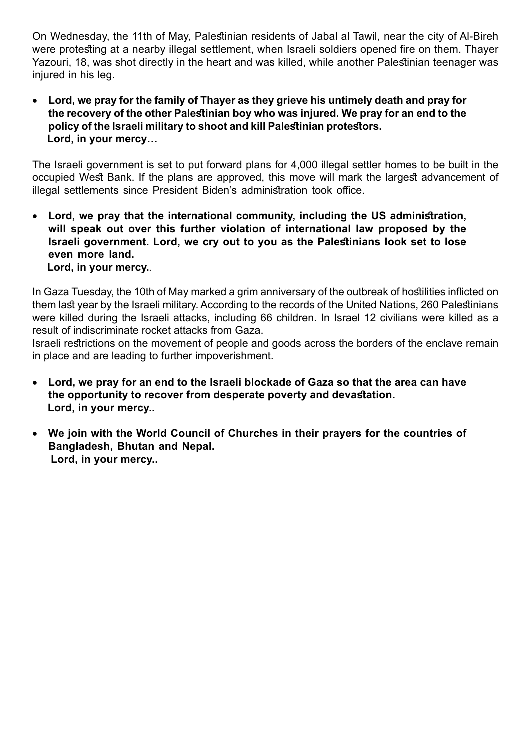On Wednesday, the 11th of May, Palestinian residents of Jabal al Tawil, near the city of Al-Bireh were protesting at a nearby illegal settlement, when Israeli soldiers opened fire on them. Thayer Yazouri, 18, was shot directly in the heart and was killed, while another Palestinian teenager was injured in his leg.

- **Lord, we pray for the family of Thayer as they grieve his untimely death and pray for the recovery of the other Palestinian boy who was injured. We pray for an end to the policy of the Israeli military to shoot and kill Palestinian protestors.**
  **Lord, in your mercy…**

The Israeli government is set to put forward plans for 4,000 illegal settler homes to be built in the occupied West Bank. If the plans are approved, this move will mark the largest advancement of illegal settlements since President Biden's administration took office.

- **Lord, we pray that the international community, including the US administration, will speak out over this further violation of international law proposed by the Israeli government. Lord, we cry out to you as the Palestinians look set to lose even more land.**
  **Lord, in your mercy.**.

In Gaza Tuesday, the 10th of May marked a grim anniversary of the outbreak of hostilities inflicted on them last year by the Israeli military. According to the records of the United Nations, 260 Palestinians were killed during the Israeli attacks, including 66 children. In Israel 12 civilians were killed as a result of indiscriminate rocket attacks from Gaza.
Israeli restrictions on the movement of people and goods across the borders of the enclave remain in place and are leading to further impoverishment.

- **Lord, we pray for an end to the Israeli blockade of Gaza so that the area can have the opportunity to recover from desperate poverty and devastation.**
  **Lord, in your mercy..**

- **We join with the World Council of Churches in their prayers for the countries of Bangladesh, Bhutan and Nepal.**
  **Lord, in your mercy..**